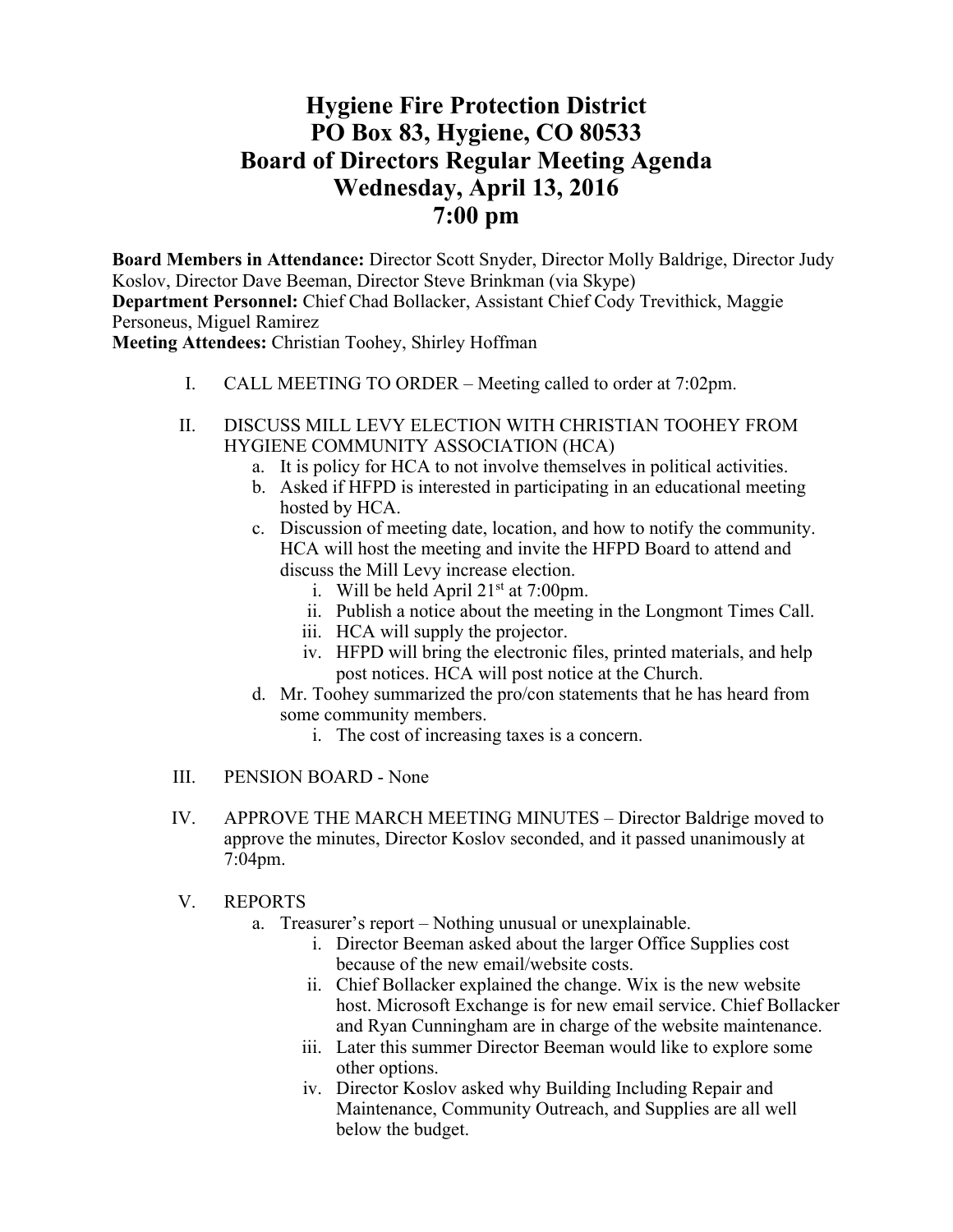# Hygiene Fire Protection District
# PO Box 83, Hygiene, CO 80533
# Board of Directors Regular Meeting Agenda
# Wednesday, April 13, 2016
# 7:00 pm

**Board Members in Attendance:** Director Scott Snyder, Director Molly Baldrige, Director Judy Koslov, Director Dave Beeman, Director Steve Brinkman (via Skype)
**Department Personnel:** Chief Chad Bollacker, Assistant Chief Cody Trevithick, Maggie Personeus, Miguel Ramirez
**Meeting Attendees:** Christian Toohey, Shirley Hoffman

I. CALL MEETING TO ORDER – Meeting called to order at 7:02pm.

II. DISCUSS MILL LEVY ELECTION WITH CHRISTIAN TOOHEY FROM HYGIENE COMMUNITY ASSOCIATION (HCA)
   a. It is policy for HCA to not involve themselves in political activities.
   b. Asked if HFPD is interested in participating in an educational meeting hosted by HCA.
   c. Discussion of meeting date, location, and how to notify the community. HCA will host the meeting and invite the HFPD Board to attend and discuss the Mill Levy increase election.
      i. Will be held April 21st at 7:00pm.
      ii. Publish a notice about the meeting in the Longmont Times Call.
      iii. HCA will supply the projector.
      iv. HFPD will bring the electronic files, printed materials, and help post notices. HCA will post notice at the Church.
   d. Mr. Toohey summarized the pro/con statements that he has heard from some community members.
      i. The cost of increasing taxes is a concern.

III. PENSION BOARD - None

IV. APPROVE THE MARCH MEETING MINUTES – Director Baldrige moved to approve the minutes, Director Koslov seconded, and it passed unanimously at 7:04pm.

V. REPORTS
   a. Treasurer's report – Nothing unusual or unexplainable.
      i. Director Beeman asked about the larger Office Supplies cost because of the new email/website costs.
      ii. Chief Bollacker explained the change. Wix is the new website host. Microsoft Exchange is for new email service. Chief Bollacker and Ryan Cunningham are in charge of the website maintenance.
      iii. Later this summer Director Beeman would like to explore some other options.
      iv. Director Koslov asked why Building Including Repair and Maintenance, Community Outreach, and Supplies are all well below the budget.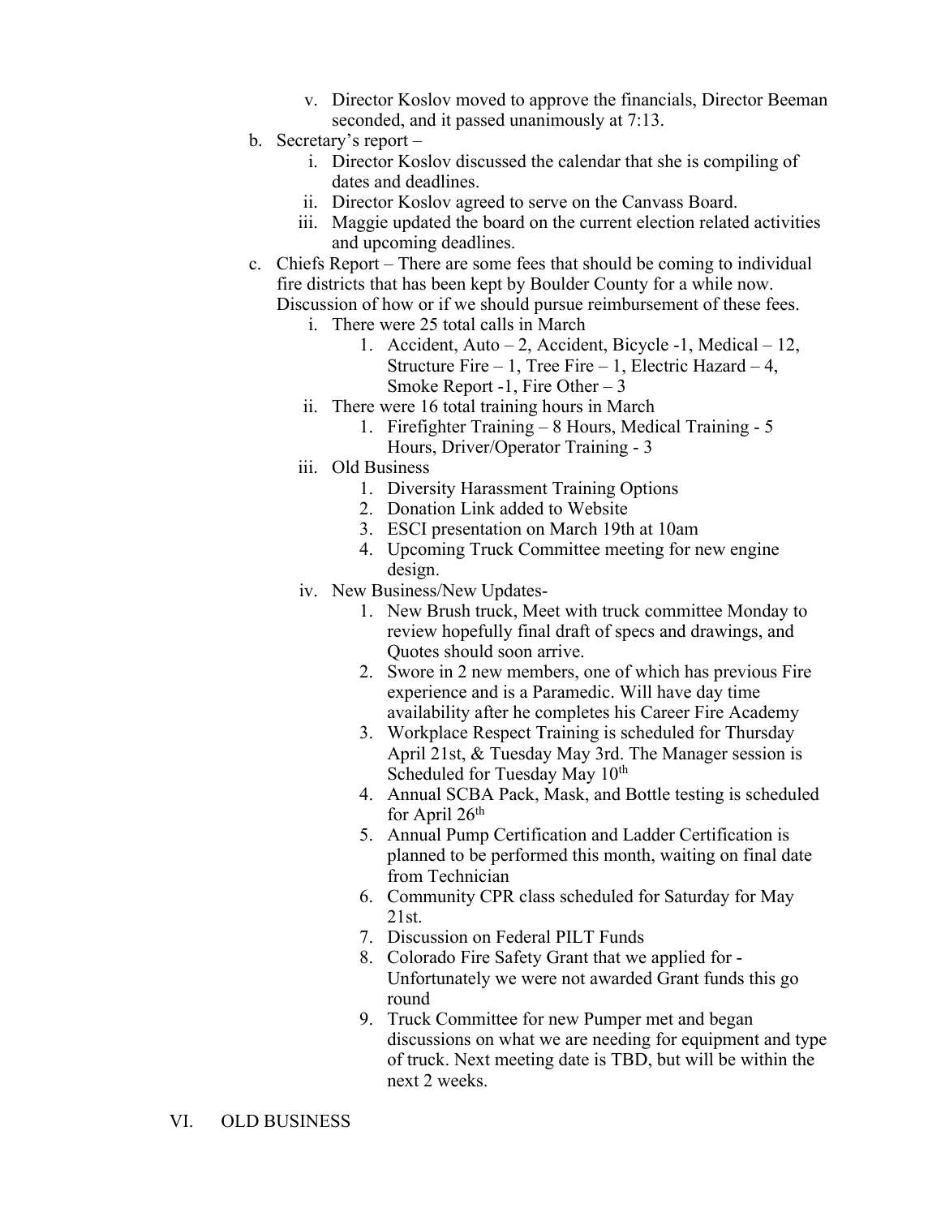v. Director Koslov moved to approve the financials, Director Beeman seconded, and it passed unanimously at 7:13.

b. Secretary's report –
   i. Director Koslov discussed the calendar that she is compiling of dates and deadlines.
   ii. Director Koslov agreed to serve on the Canvass Board.
   iii. Maggie updated the board on the current election related activities and upcoming deadlines.

c. Chiefs Report – There are some fees that should be coming to individual fire districts that has been kept by Boulder County for a while now. Discussion of how or if we should pursue reimbursement of these fees.
   i. There were 25 total calls in March
      1. Accident, Auto – 2, Accident, Bicycle -1, Medical – 12, Structure Fire – 1, Tree Fire – 1, Electric Hazard – 4, Smoke Report -1, Fire Other – 3
   ii. There were 16 total training hours in March
      1. Firefighter Training – 8 Hours, Medical Training - 5 Hours, Driver/Operator Training - 3
   iii. Old Business
      1. Diversity Harassment Training Options
      2. Donation Link added to Website
      3. ESCI presentation on March 19th at 10am
      4. Upcoming Truck Committee meeting for new engine design.
   iv. New Business/New Updates-
      1. New Brush truck, Meet with truck committee Monday to review hopefully final draft of specs and drawings, and Quotes should soon arrive.
      2. Swore in 2 new members, one of which has previous Fire experience and is a Paramedic. Will have day time availability after he completes his Career Fire Academy
      3. Workplace Respect Training is scheduled for Thursday April 21st, & Tuesday May 3rd. The Manager session is Scheduled for Tuesday May 10th
      4. Annual SCBA Pack, Mask, and Bottle testing is scheduled for April 26th
      5. Annual Pump Certification and Ladder Certification is planned to be performed this month, waiting on final date from Technician
      6. Community CPR class scheduled for Saturday for May 21st.
      7. Discussion on Federal PILT Funds
      8. Colorado Fire Safety Grant that we applied for - Unfortunately we were not awarded Grant funds this go round
      9. Truck Committee for new Pumper met and began discussions on what we are needing for equipment and type of truck. Next meeting date is TBD, but will be within the next 2 weeks.

VI. OLD BUSINESS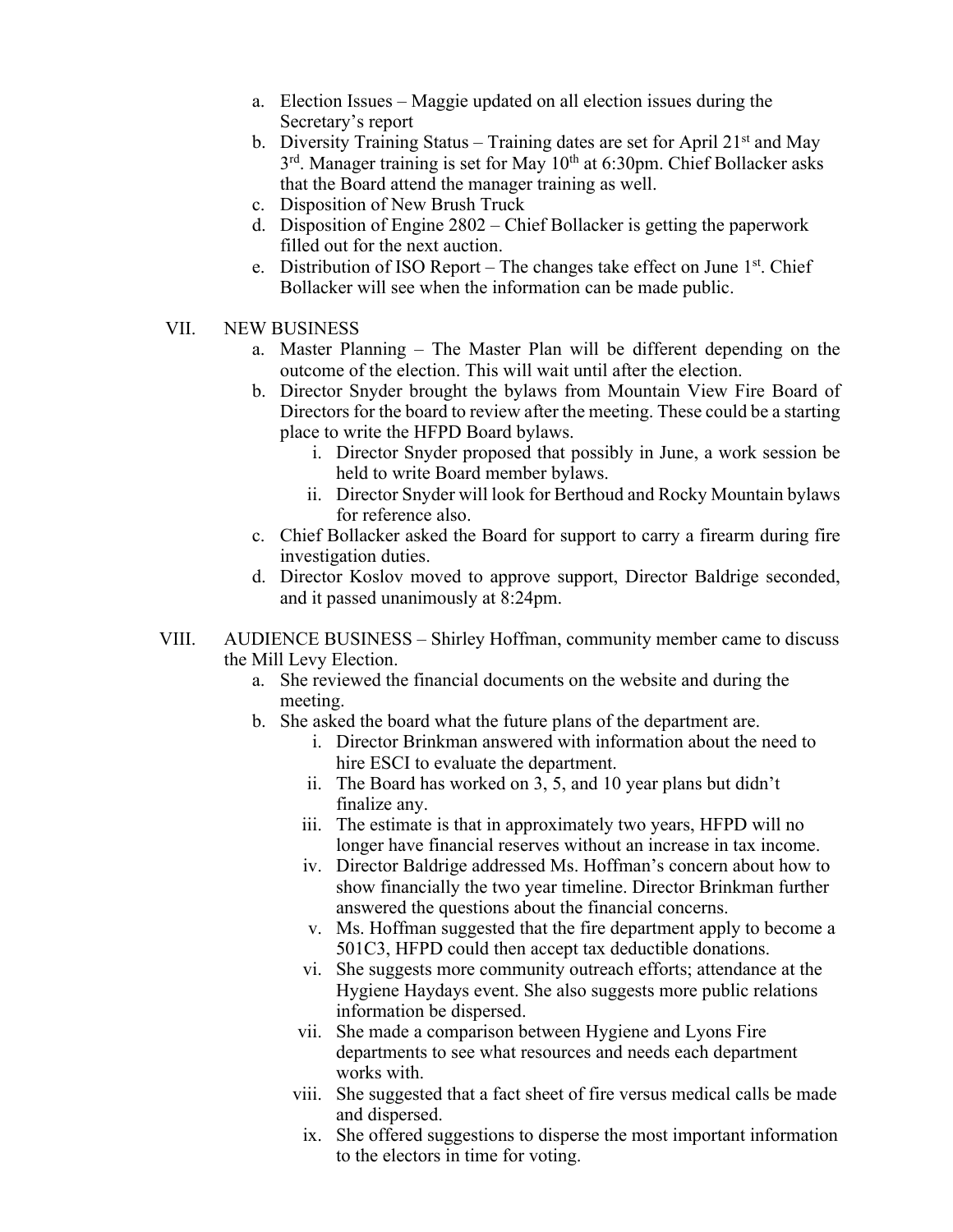a. Election Issues – Maggie updated on all election issues during the Secretary's report
b. Diversity Training Status – Training dates are set for April 21st and May 3rd. Manager training is set for May 10th at 6:30pm. Chief Bollacker asks that the Board attend the manager training as well.
c. Disposition of New Brush Truck
d. Disposition of Engine 2802 – Chief Bollacker is getting the paperwork filled out for the next auction.
e. Distribution of ISO Report – The changes take effect on June 1st. Chief Bollacker will see when the information can be made public.

VII. NEW BUSINESS

a. Master Planning – The Master Plan will be different depending on the outcome of the election. This will wait until after the election.
b. Director Snyder brought the bylaws from Mountain View Fire Board of Directors for the board to review after the meeting. These could be a starting place to write the HFPD Board bylaws.
    i. Director Snyder proposed that possibly in June, a work session be held to write Board member bylaws.
    ii. Director Snyder will look for Berthoud and Rocky Mountain bylaws for reference also.
c. Chief Bollacker asked the Board for support to carry a firearm during fire investigation duties.
d. Director Koslov moved to approve support, Director Baldrige seconded, and it passed unanimously at 8:24pm.

VIII. AUDIENCE BUSINESS – Shirley Hoffman, community member came to discuss the Mill Levy Election.

a. She reviewed the financial documents on the website and during the meeting.
b. She asked the board what the future plans of the department are.
    i. Director Brinkman answered with information about the need to hire ESCI to evaluate the department.
    ii. The Board has worked on 3, 5, and 10 year plans but didn't finalize any.
    iii. The estimate is that in approximately two years, HFPD will no longer have financial reserves without an increase in tax income.
    iv. Director Baldrige addressed Ms. Hoffman's concern about how to show financially the two year timeline. Director Brinkman further answered the questions about the financial concerns.
    v. Ms. Hoffman suggested that the fire department apply to become a 501C3, HFPD could then accept tax deductible donations.
    vi. She suggests more community outreach efforts; attendance at the Hygiene Haydays event. She also suggests more public relations information be dispersed.
    vii. She made a comparison between Hygiene and Lyons Fire departments to see what resources and needs each department works with.
    viii. She suggested that a fact sheet of fire versus medical calls be made and dispersed.
    ix. She offered suggestions to disperse the most important information to the electors in time for voting.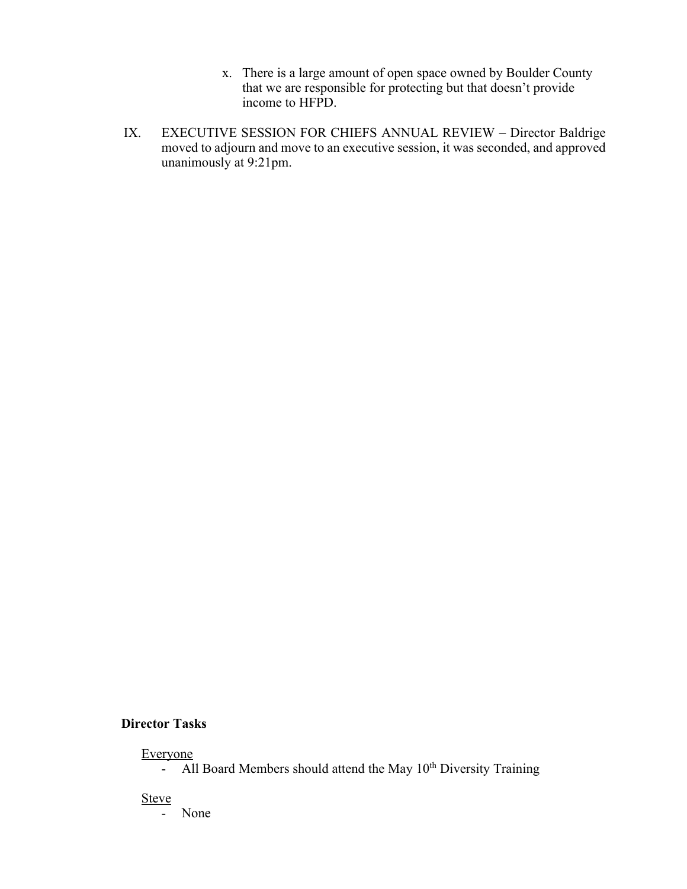x. There is a large amount of open space owned by Boulder County that we are responsible for protecting but that doesn't provide income to HFPD.

IX. EXECUTIVE SESSION FOR CHIEFS ANNUAL REVIEW – Director Baldrige moved to adjourn and move to an executive session, it was seconded, and approved unanimously at 9:21pm.

**Director Tasks**

Everyone

- All Board Members should attend the May 10th Diversity Training

Steve

- None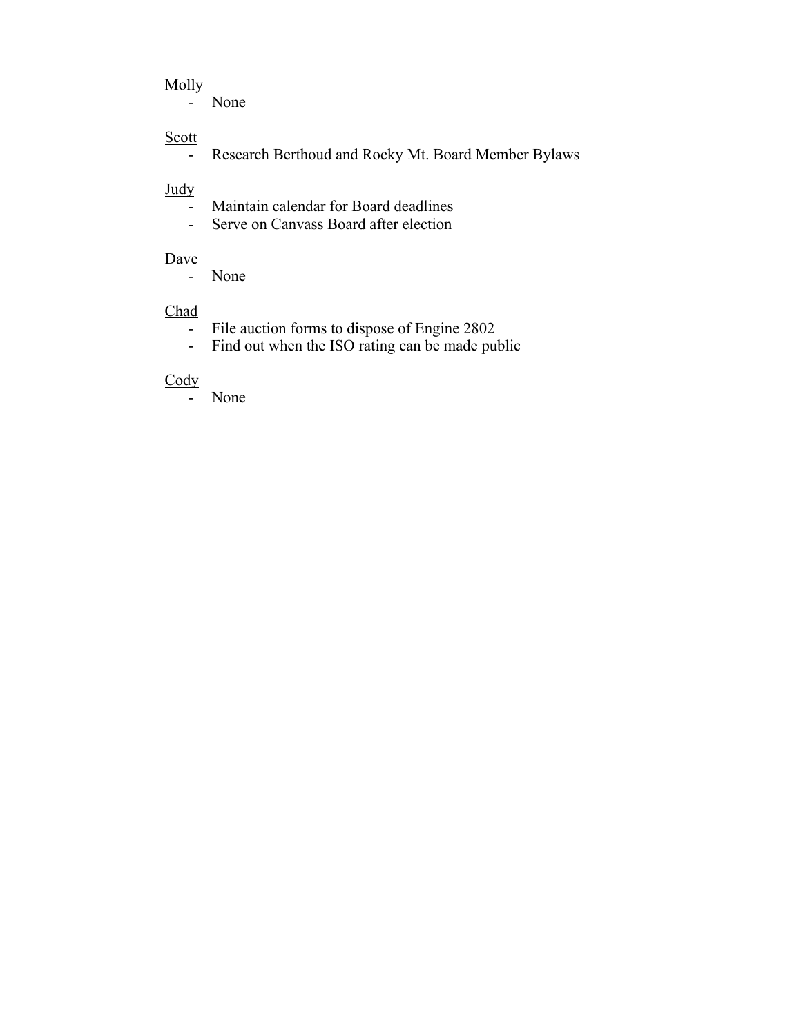<u>Molly</u>

- None

<u>Scott</u>

- Research Berthoud and Rocky Mt. Board Member Bylaws

<u>Judy</u>

- Maintain calendar for Board deadlines
- Serve on Canvass Board after election

<u>Dave</u>

- None

<u>Chad</u>

- File auction forms to dispose of Engine 2802
- Find out when the ISO rating can be made public

<u>Cody</u>

- None